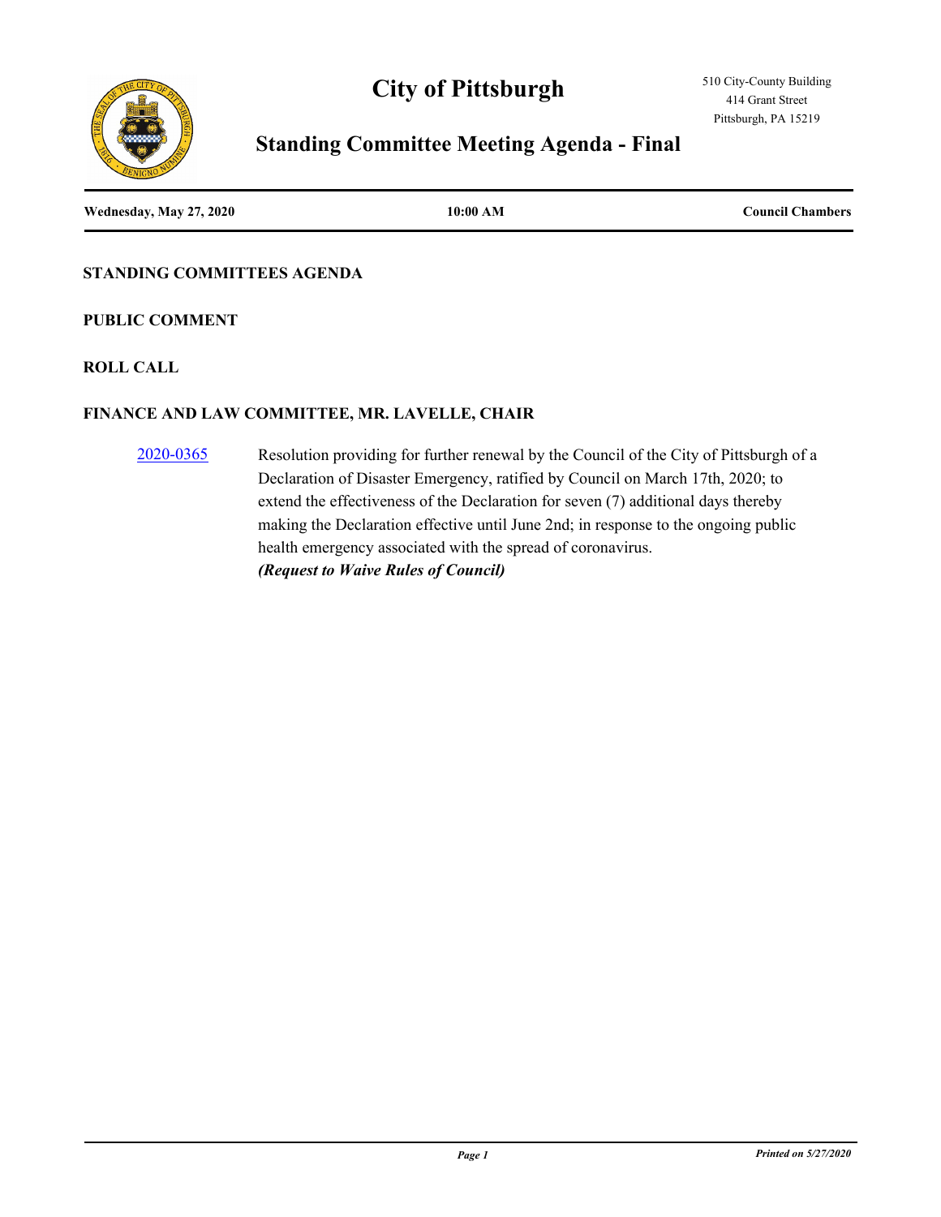# City of Pittsburgh

510 City-County Building
414 Grant Street
Pittsburgh, PA 15219

## Standing Committee Meeting Agenda - Final

**Wednesday, May 27, 2020** | **10:00 AM** | **Council Chambers**

### STANDING COMMITTEES AGENDA

### PUBLIC COMMENT

### ROLL CALL

### FINANCE AND LAW COMMITTEE, MR. LAVELLE, CHAIR

2020-0365 Resolution providing for further renewal by the Council of the City of Pittsburgh of a Declaration of Disaster Emergency, ratified by Council on March 17th, 2020; to extend the effectiveness of the Declaration for seven (7) additional days thereby making the Declaration effective until June 2nd; in response to the ongoing public health emergency associated with the spread of coronavirus.
***(Request to Waive Rules of Council)***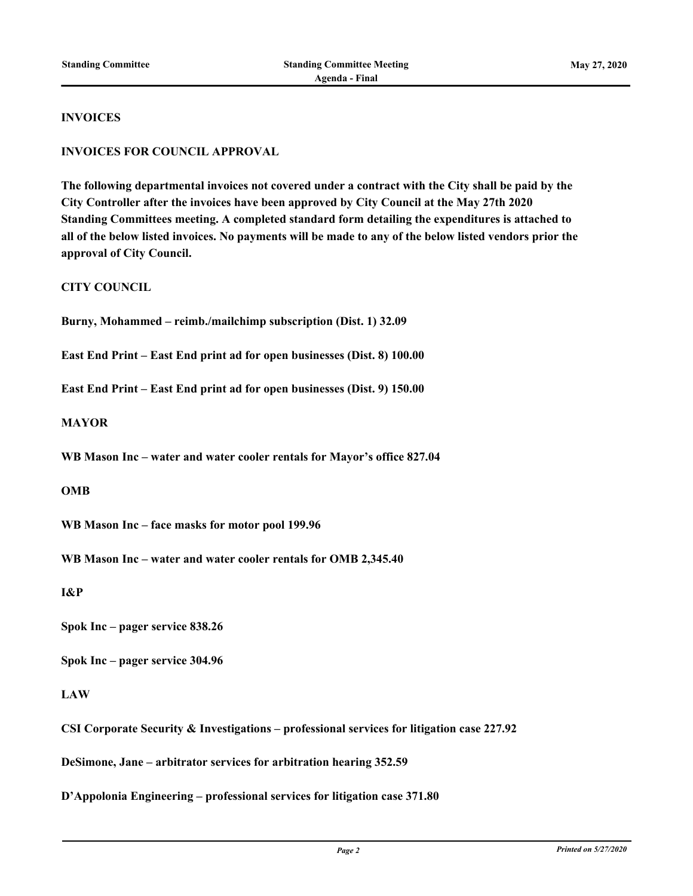## INVOICES

### INVOICES FOR COUNCIL APPROVAL

**The following departmental invoices not covered under a contract with the City shall be paid by the City Controller after the invoices have been approved by City Council at the May 27th 2020 Standing Committees meeting. A completed standard form detailing the expenditures is attached to all of the below listed invoices. No payments will be made to any of the below listed vendors prior the approval of City Council.**

### CITY COUNCIL

**Burny, Mohammed – reimb./mailchimp subscription (Dist. 1) 32.09**

**East End Print – East End print ad for open businesses (Dist. 8) 100.00**

**East End Print – East End print ad for open businesses (Dist. 9) 150.00**

### MAYOR

**WB Mason Inc – water and water cooler rentals for Mayor's office 827.04**

### OMB

**WB Mason Inc – face masks for motor pool 199.96**

**WB Mason Inc – water and water cooler rentals for OMB 2,345.40**

### I&P

**Spok Inc – pager service 838.26**

**Spok Inc – pager service 304.96**

### LAW

**CSI Corporate Security & Investigations – professional services for litigation case 227.92**

**DeSimone, Jane – arbitrator services for arbitration hearing 352.59**

**D'Appolonia Engineering – professional services for litigation case 371.80**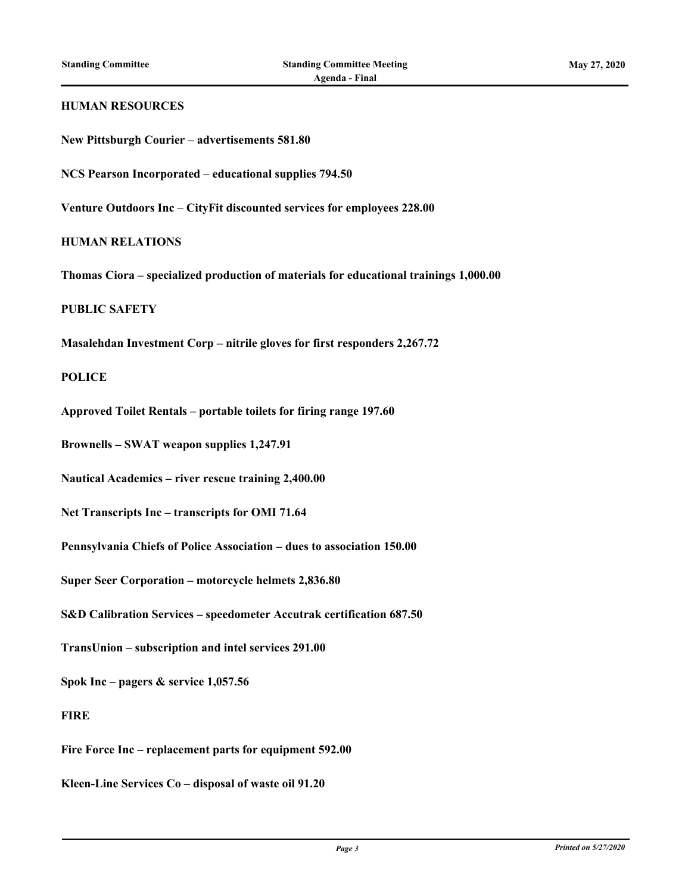**HUMAN RESOURCES**

**New Pittsburgh Courier – advertisements 581.80**

**NCS Pearson Incorporated – educational supplies 794.50**

**Venture Outdoors Inc – CityFit discounted services for employees 228.00**

**HUMAN RELATIONS**

**Thomas Ciora – specialized production of materials for educational trainings 1,000.00**

**PUBLIC SAFETY**

**Masalehdan Investment Corp – nitrile gloves for first responders 2,267.72**

**POLICE**

**Approved Toilet Rentals – portable toilets for firing range 197.60**

**Brownells – SWAT weapon supplies 1,247.91**

**Nautical Academics – river rescue training 2,400.00**

**Net Transcripts Inc – transcripts for OMI 71.64**

**Pennsylvania Chiefs of Police Association – dues to association 150.00**

**Super Seer Corporation – motorcycle helmets 2,836.80**

**S&D Calibration Services – speedometer Accutrak certification 687.50**

**TransUnion – subscription and intel services 291.00**

**Spok Inc – pagers & service 1,057.56**

**FIRE**

**Fire Force Inc – replacement parts for equipment 592.00**

**Kleen-Line Services Co – disposal of waste oil 91.20**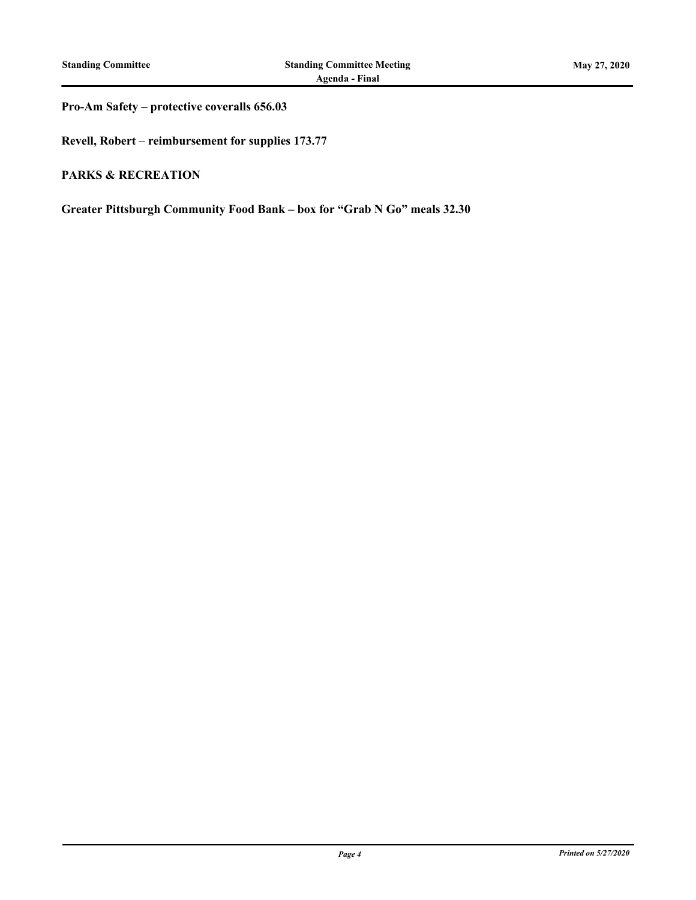**Pro-Am Safety – protective coveralls 656.03**

**Revell, Robert – reimbursement for supplies 173.77**

**PARKS & RECREATION**

**Greater Pittsburgh Community Food Bank – box for “Grab N Go” meals 32.30**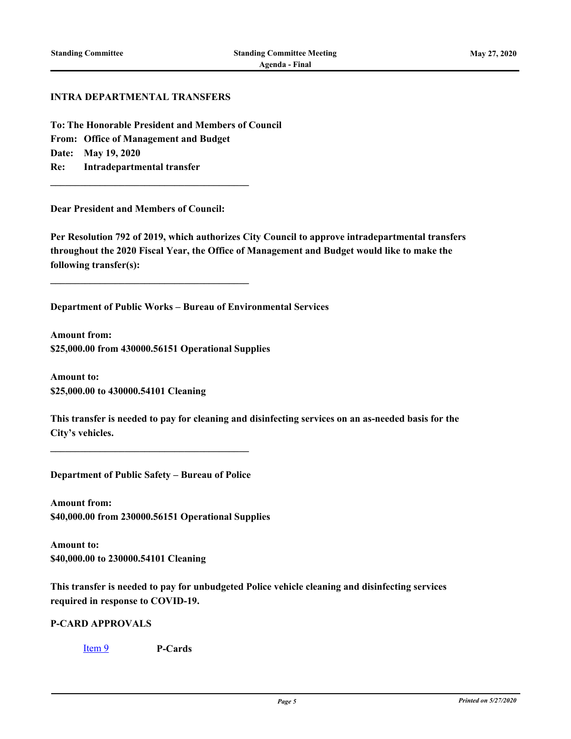## INTRA DEPARTMENTAL TRANSFERS

**To: The Honorable President and Members of Council**
**From: Office of Management and Budget**
**Date: May 19, 2020**
**Re: Intradepartmental transfer**

---

**Dear President and Members of Council:**

**Per Resolution 792 of 2019, which authorizes City Council to approve intradepartmental transfers throughout the 2020 Fiscal Year, the Office of Management and Budget would like to make the following transfer(s):**

---

**Department of Public Works – Bureau of Environmental Services**

**Amount from:**
**$25,000.00 from 430000.56151 Operational Supplies**

**Amount to:**
**$25,000.00 to 430000.54101 Cleaning**

**This transfer is needed to pay for cleaning and disinfecting services on an as-needed basis for the City's vehicles.**

---

**Department of Public Safety – Bureau of Police**

**Amount from:**
**$40,000.00 from 230000.56151 Operational Supplies**

**Amount to:**
**$40,000.00 to 230000.54101 Cleaning**

**This transfer is needed to pay for unbudgeted Police vehicle cleaning and disinfecting services required in response to COVID-19.**

## P-CARD APPROVALS

Item 9 **P-Cards**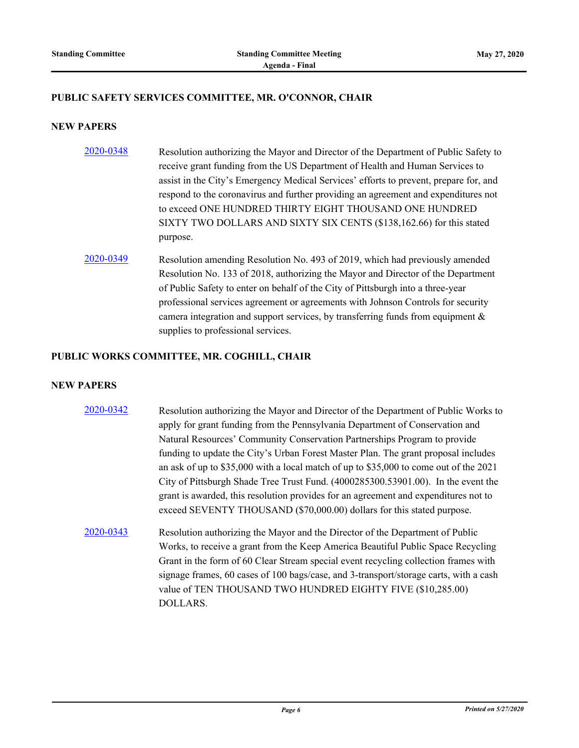## PUBLIC SAFETY SERVICES COMMITTEE, MR. O'CONNOR, CHAIR

### NEW PAPERS

**2020-0348** Resolution authorizing the Mayor and Director of the Department of Public Safety to receive grant funding from the US Department of Health and Human Services to assist in the City's Emergency Medical Services' efforts to prevent, prepare for, and respond to the coronavirus and further providing an agreement and expenditures not to exceed ONE HUNDRED THIRTY EIGHT THOUSAND ONE HUNDRED SIXTY TWO DOLLARS AND SIXTY SIX CENTS ($138,162.66) for this stated purpose.

**2020-0349** Resolution amending Resolution No. 493 of 2019, which had previously amended Resolution No. 133 of 2018, authorizing the Mayor and Director of the Department of Public Safety to enter on behalf of the City of Pittsburgh into a three-year professional services agreement or agreements with Johnson Controls for security camera integration and support services, by transferring funds from equipment & supplies to professional services.

## PUBLIC WORKS COMMITTEE, MR. COGHILL, CHAIR

### NEW PAPERS

**2020-0342** Resolution authorizing the Mayor and Director of the Department of Public Works to apply for grant funding from the Pennsylvania Department of Conservation and Natural Resources' Community Conservation Partnerships Program to provide funding to update the City's Urban Forest Master Plan. The grant proposal includes an ask of up to $35,000 with a local match of up to $35,000 to come out of the 2021 City of Pittsburgh Shade Tree Trust Fund. (4000285300.53901.00). In the event the grant is awarded, this resolution provides for an agreement and expenditures not to exceed SEVENTY THOUSAND ($70,000.00) dollars for this stated purpose.

**2020-0343** Resolution authorizing the Mayor and the Director of the Department of Public Works, to receive a grant from the Keep America Beautiful Public Space Recycling Grant in the form of 60 Clear Stream special event recycling collection frames with signage frames, 60 cases of 100 bags/case, and 3-transport/storage carts, with a cash value of TEN THOUSAND TWO HUNDRED EIGHTY FIVE ($10,285.00) DOLLARS.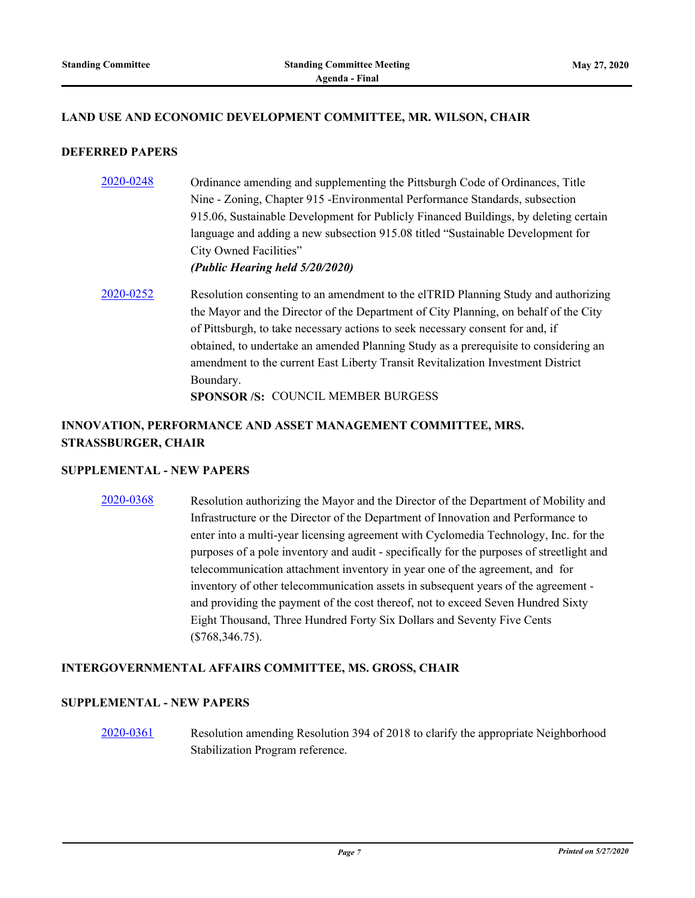### LAND USE AND ECONOMIC DEVELOPMENT COMMITTEE, MR. WILSON, CHAIR

#### DEFERRED PAPERS

[2020-0248](2020-0248) Ordinance amending and supplementing the Pittsburgh Code of Ordinances, Title Nine - Zoning, Chapter 915 -Environmental Performance Standards, subsection 915.06, Sustainable Development for Publicly Financed Buildings, by deleting certain language and adding a new subsection 915.08 titled "Sustainable Development for City Owned Facilities"
***(Public Hearing held 5/20/2020)***

[2020-0252](2020-0252) Resolution consenting to an amendment to the elTRID Planning Study and authorizing the Mayor and the Director of the Department of City Planning, on behalf of the City of Pittsburgh, to take necessary actions to seek necessary consent for and, if obtained, to undertake an amended Planning Study as a prerequisite to considering an amendment to the current East Liberty Transit Revitalization Investment District Boundary.
**SPONSOR /S:** COUNCIL MEMBER BURGESS

### INNOVATION, PERFORMANCE AND ASSET MANAGEMENT COMMITTEE, MRS. STRASSBURGER, CHAIR

#### SUPPLEMENTAL - NEW PAPERS

[2020-0368](2020-0368) Resolution authorizing the Mayor and the Director of the Department of Mobility and Infrastructure or the Director of the Department of Innovation and Performance to enter into a multi-year licensing agreement with Cyclomedia Technology, Inc. for the purposes of a pole inventory and audit - specifically for the purposes of streetlight and telecommunication attachment inventory in year one of the agreement, and for inventory of other telecommunication assets in subsequent years of the agreement - and providing the payment of the cost thereof, not to exceed Seven Hundred Sixty Eight Thousand, Three Hundred Forty Six Dollars and Seventy Five Cents ($768,346.75).

### INTERGOVERNMENTAL AFFAIRS COMMITTEE, MS. GROSS, CHAIR

#### SUPPLEMENTAL - NEW PAPERS

[2020-0361](2020-0361) Resolution amending Resolution 394 of 2018 to clarify the appropriate Neighborhood Stabilization Program reference.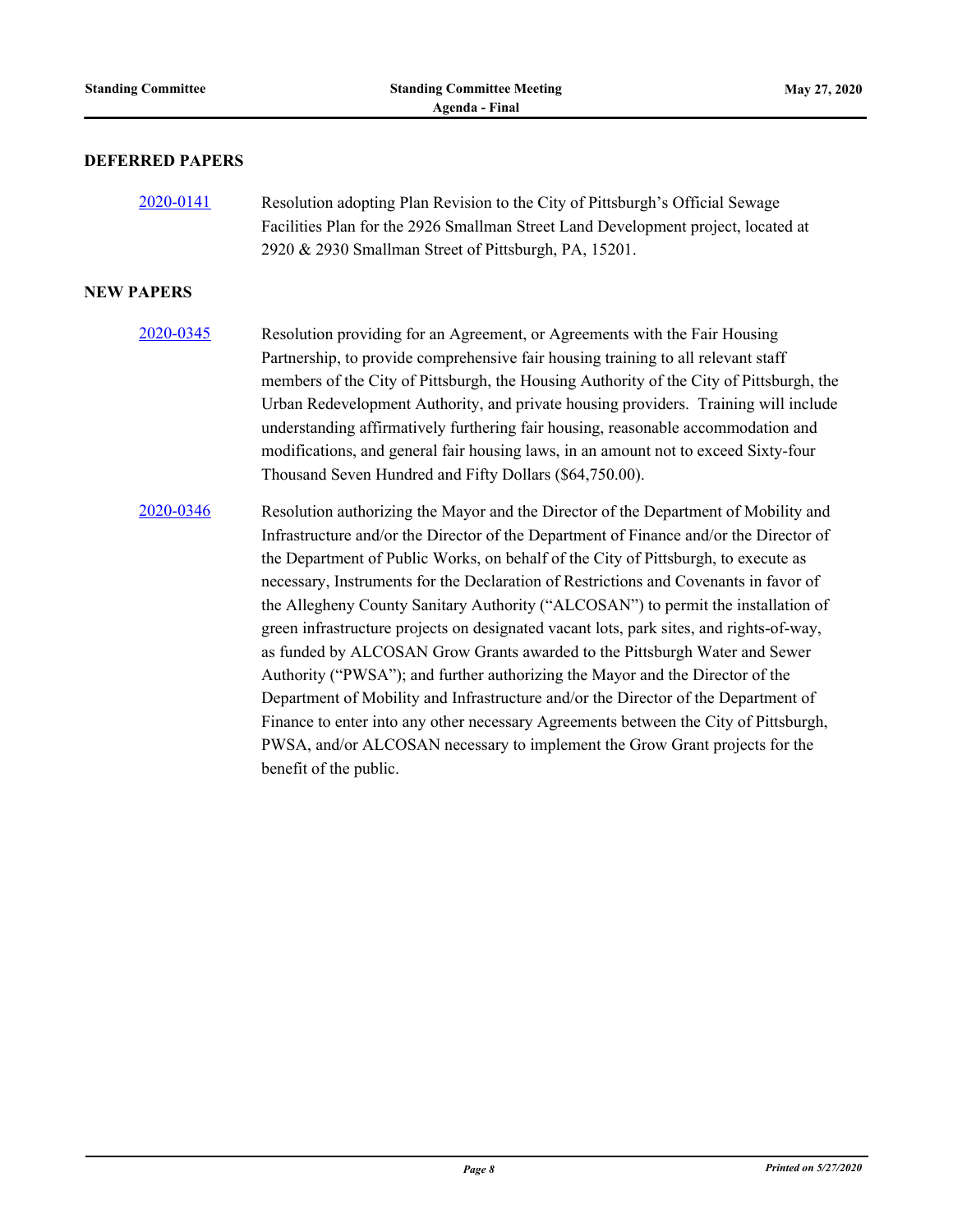## DEFERRED PAPERS

2020-0141 Resolution adopting Plan Revision to the City of Pittsburgh's Official Sewage Facilities Plan for the 2926 Smallman Street Land Development project, located at 2920 & 2930 Smallman Street of Pittsburgh, PA, 15201.

## NEW PAPERS

2020-0345 Resolution providing for an Agreement, or Agreements with the Fair Housing Partnership, to provide comprehensive fair housing training to all relevant staff members of the City of Pittsburgh, the Housing Authority of the City of Pittsburgh, the Urban Redevelopment Authority, and private housing providers. Training will include understanding affirmatively furthering fair housing, reasonable accommodation and modifications, and general fair housing laws, in an amount not to exceed Sixty-four Thousand Seven Hundred and Fifty Dollars ($64,750.00).

2020-0346 Resolution authorizing the Mayor and the Director of the Department of Mobility and Infrastructure and/or the Director of the Department of Finance and/or the Director of the Department of Public Works, on behalf of the City of Pittsburgh, to execute as necessary, Instruments for the Declaration of Restrictions and Covenants in favor of the Allegheny County Sanitary Authority ("ALCOSAN") to permit the installation of green infrastructure projects on designated vacant lots, park sites, and rights-of-way, as funded by ALCOSAN Grow Grants awarded to the Pittsburgh Water and Sewer Authority ("PWSA"); and further authorizing the Mayor and the Director of the Department of Mobility and Infrastructure and/or the Director of the Department of Finance to enter into any other necessary Agreements between the City of Pittsburgh, PWSA, and/or ALCOSAN necessary to implement the Grow Grant projects for the benefit of the public.